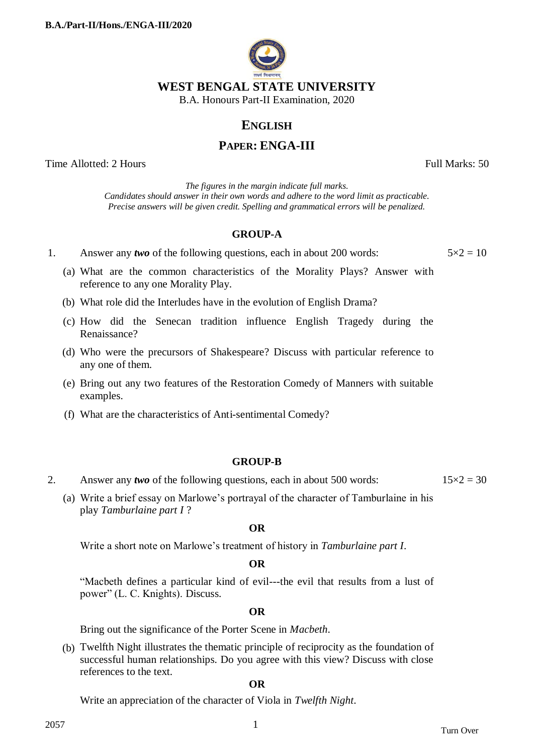# WEST BENGAL STATE UNIVERSITY

B.A. Honours Part-II Examination, 2020

## ENGLISH

## PAPER: ENGA-III

Time Allotted: 2 Hours Full Marks: 50

*The figures in the margin indicate full marks.*
*Candidates should answer in their own words and adhere to the word limit as practicable.*
*Precise answers will be given credit. Spelling and grammatical errors will be penalized.*

### GROUP-A

1. Answer any ***two*** of the following questions, each in about 200 words: $5\times2 = 10$

(a) What are the common characteristics of the Morality Plays? Answer with reference to any one Morality Play.

(b) What role did the Interludes have in the evolution of English Drama?

(c) How did the Senecan tradition influence English Tragedy during the Renaissance?

(d) Who were the precursors of Shakespeare? Discuss with particular reference to any one of them.

(e) Bring out any two features of the Restoration Comedy of Manners with suitable examples.

(f) What are the characteristics of Anti-sentimental Comedy?

### GROUP-B

2. Answer any ***two*** of the following questions, each in about 500 words: $15\times2 = 30$

(a) Write a brief essay on Marlowe's portrayal of the character of Tamburlaine in his play *Tamburlaine part I* ?

**OR**

Write a short note on Marlowe's treatment of history in *Tamburlaine part I*.

**OR**

"Macbeth defines a particular kind of evil---the evil that results from a lust of power" (L. C. Knights). Discuss.

**OR**

Bring out the significance of the Porter Scene in *Macbeth*.

(b) Twelfth Night illustrates the thematic principle of reciprocity as the foundation of successful human relationships. Do you agree with this view? Discuss with close references to the text.

**OR**

Write an appreciation of the character of Viola in *Twelfth Night*.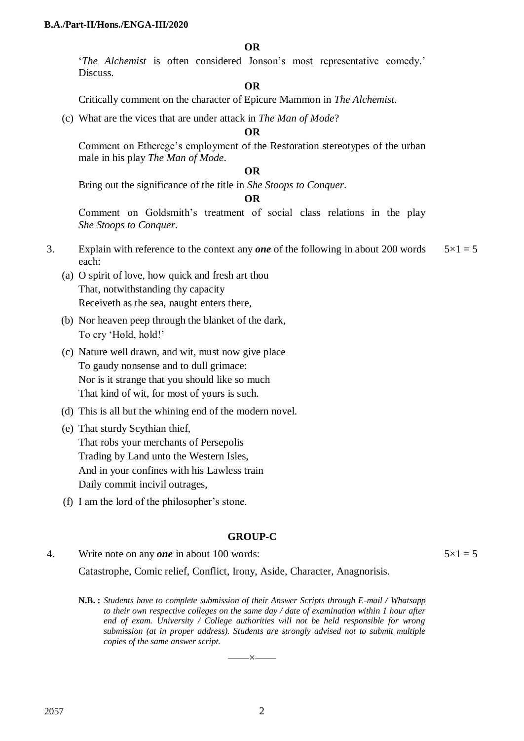**OR**

'*The Alchemist* is often considered Jonson's most representative comedy.' Discuss.

**OR**

Critically comment on the character of Epicure Mammon in *The Alchemist*.

(c) What are the vices that are under attack in *The Man of Mode*?

**OR**

Comment on Etherege's employment of the Restoration stereotypes of the urban male in his play *The Man of Mode*.

**OR**

Bring out the significance of the title in *She Stoops to Conquer*.

**OR**

Comment on Goldsmith's treatment of social class relations in the play *She Stoops to Conquer*.

3. Explain with reference to the context any ***one*** of the following in about 200 words each: 5×1 = 5

(a) O spirit of love, how quick and fresh art thou
That, notwithstanding thy capacity
Receiveth as the sea, naught enters there,

(b) Nor heaven peep through the blanket of the dark,
To cry 'Hold, hold!'

(c) Nature well drawn, and wit, must now give place
To gaudy nonsense and to dull grimace:
Nor is it strange that you should like so much
That kind of wit, for most of yours is such.

(d) This is all but the whining end of the modern novel.

(e) That sturdy Scythian thief,
That robs your merchants of Persepolis
Trading by Land unto the Western Isles,
And in your confines with his Lawless train
Daily commit incivil outrages,

(f) I am the lord of the philosopher's stone.

## GROUP-C

4. Write note on any ***one*** in about 100 words: 5×1 = 5

Catastrophe, Comic relief, Conflict, Irony, Aside, Character, Anagnorisis.

**N.B. :** *Students have to complete submission of their Answer Scripts through E-mail / Whatsapp to their own respective colleges on the same day / date of examination within 1 hour after end of exam. University / College authorities will not be held responsible for wrong submission (at in proper address). Students are strongly advised not to submit multiple copies of the same answer script.*

——×——